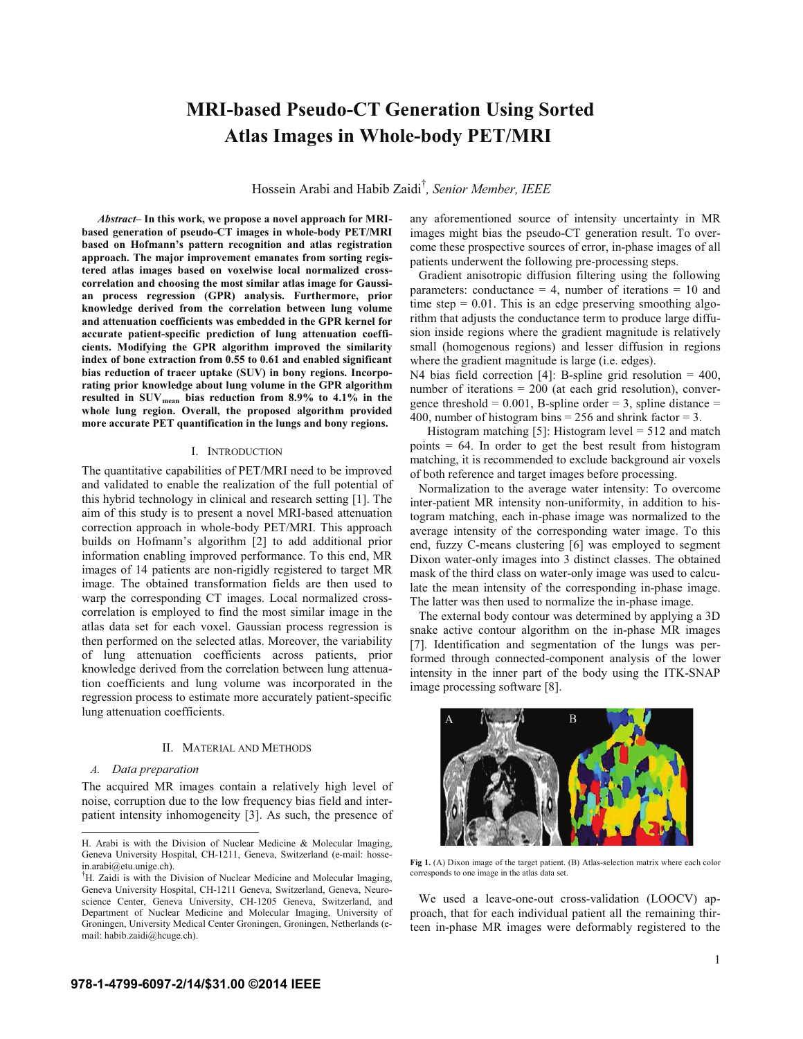# MRI-based Pseudo-CT Generation Using Sorted Atlas Images in Whole-body PET/MRI

Hossein Arabi and Habib Zaidi[†], *Senior Member, IEEE*

***Abstract*– In this work, we propose a novel approach for MRI-based generation of pseudo-CT images in whole-body PET/MRI based on Hofmann's pattern recognition and atlas registration approach. The major improvement emanates from sorting registered atlas images based on voxelwise local normalized cross-correlation and choosing the most similar atlas image for Gaussian process regression (GPR) analysis. Furthermore, prior knowledge derived from the correlation between lung volume and attenuation coefficients was embedded in the GPR kernel for accurate patient-specific prediction of lung attenuation coefficients. Modifying the GPR algorithm improved the similarity index of bone extraction from 0.55 to 0.61 and enabled significant bias reduction of tracer uptake (SUV) in bony regions. Incorporating prior knowledge about lung volume in the GPR algorithm resulted in $SUV_{mean}$ bias reduction from 8.9% to 4.1% in the whole lung region. Overall, the proposed algorithm provided more accurate PET quantification in the lungs and bony regions.**

## I. Introduction

The quantitative capabilities of PET/MRI need to be improved and validated to enable the realization of the full potential of this hybrid technology in clinical and research setting [1]. The aim of this study is to present a novel MRI-based attenuation correction approach in whole-body PET/MRI. This approach builds on Hofmann's algorithm [2] to add additional prior information enabling improved performance. To this end, MR images of 14 patients are non-rigidly registered to target MR image. The obtained transformation fields are then used to warp the corresponding CT images. Local normalized cross-correlation is employed to find the most similar image in the atlas data set for each voxel. Gaussian process regression is then performed on the selected atlas. Moreover, the variability of lung attenuation coefficients across patients, prior knowledge derived from the correlation between lung attenuation coefficients and lung volume was incorporated in the regression process to estimate more accurately patient-specific lung attenuation coefficients.

## II. Material and Methods

### *A. Data preparation*

The acquired MR images contain a relatively high level of noise, corruption due to the low frequency bias field and inter-patient intensity inhomogeneity [3]. As such, the presence of any aforementioned source of intensity uncertainty in MR images might bias the pseudo-CT generation result. To overcome these prospective sources of error, in-phase images of all patients underwent the following pre-processing steps.

Gradient anisotropic diffusion filtering using the following parameters: conductance = 4, number of iterations = 10 and time step = 0.01. This is an edge preserving smoothing algorithm that adjusts the conductance term to produce large diffusion inside regions where the gradient magnitude is relatively small (homogenous regions) and lesser diffusion in regions where the gradient magnitude is large (i.e. edges).

N4 bias field correction [4]: B-spline grid resolution = 400, number of iterations = 200 (at each grid resolution), convergence threshold = 0.001, B-spline order = 3, spline distance = 400, number of histogram bins = 256 and shrink factor = 3.

Histogram matching [5]: Histogram level = 512 and match points = 64. In order to get the best result from histogram matching, it is recommended to exclude background air voxels of both reference and target images before processing.

Normalization to the average water intensity: To overcome inter-patient MR intensity non-uniformity, in addition to histogram matching, each in-phase image was normalized to the average intensity of the corresponding water image. To this end, fuzzy C-means clustering [6] was employed to segment Dixon water-only images into 3 distinct classes. The obtained mask of the third class on water-only image was used to calculate the mean intensity of the corresponding in-phase image. The latter was then used to normalize the in-phase image.

The external body contour was determined by applying a 3D snake active contour algorithm on the in-phase MR images [7]. Identification and segmentation of the lungs was performed through connected-component analysis of the lower intensity in the inner part of the body using the ITK-SNAP image processing software [8].

**Fig 1.** (A) Dixon image of the target patient. (B) Atlas-selection matrix where each color corresponds to one image in the atlas data set.

We used a leave-one-out cross-validation (LOOCV) approach, that for each individual patient all the remaining thirteen in-phase MR images were deformably registered to the

---

H. Arabi is with the Division of Nuclear Medicine & Molecular Imaging, Geneva University Hospital, CH-1211, Geneva, Switzerland (e-mail: hossein.arabi@etu.unige.ch).

[†]H. Zaidi is with the Division of Nuclear Medicine and Molecular Imaging, Geneva University Hospital, CH-1211 Geneva, Switzerland, Geneva, Neuroscience Center, Geneva University, CH-1205 Geneva, Switzerland, and Department of Nuclear Medicine and Molecular Imaging, University of Groningen, University Medical Center Groningen, Groningen, Netherlands (e-mail: habib.zaidi@hcuge.ch).

978-1-4799-6097-2/14/$31.00 ©2014 IEEE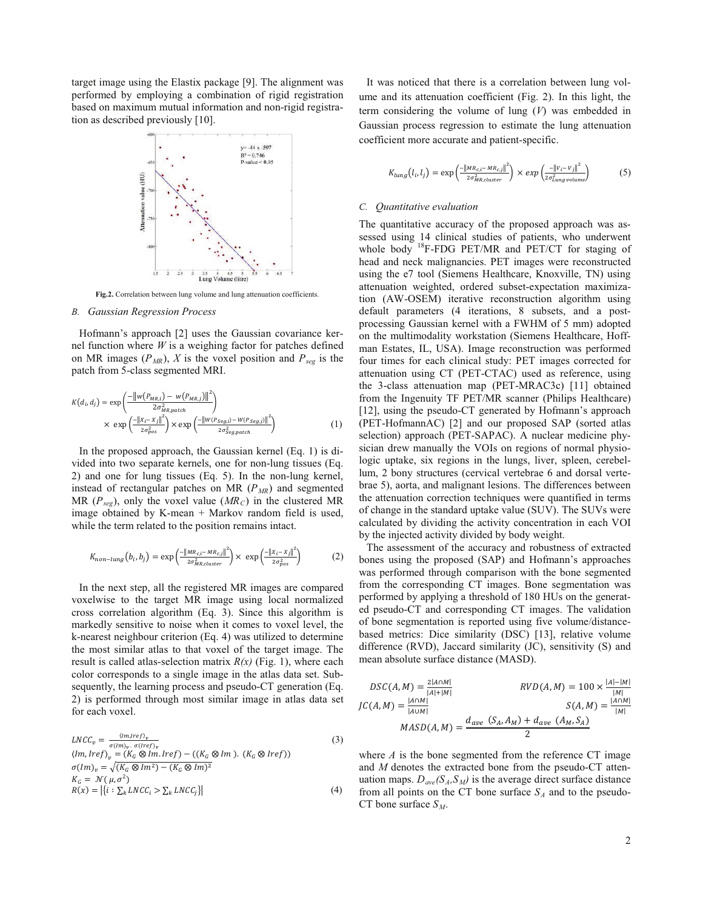target image using the Elastix package [9]. The alignment was performed by employing a combination of rigid registration based on maximum mutual information and non-rigid registration as described previously [10].

**Fig.2.** Correlation between lung volume and lung attenuation coefficients.

### *B. Gaussian Regression Process*

Hofmann's approach [2] uses the Gaussian covariance kernel function where $W$ is a weighing factor for patches defined on MR images ($P_{MR}$), $X$ is the voxel position and $P_{seg}$ is the patch from 5-class segmented MRI.

$$K(d_i, d_j) = \exp\left(\frac{-\left\|w(P_{MR,i}) - w(P_{MR,j})\right\|^2}{2\sigma^2_{MR,patch}}\right) \times \exp\left(\frac{-\left\|x_i - x_j\right\|^2}{2\sigma^2_{pos}}\right) \times \exp\left(\frac{-\left\|W(P_{Seg,i}) - W(P_{Seg,j})\right\|^2}{2\sigma^2_{Seg,patch}}\right) \quad (1)$$

In the proposed approach, the Gaussian kernel (Eq. 1) is divided into two separate kernels, one for non-lung tissues (Eq. 2) and one for lung tissues (Eq. 5). In the non-lung kernel, instead of rectangular patches on MR ($P_{MR}$) and segmented MR ($P_{seg}$), only the voxel value ($MR_C$) in the clustered MR image obtained by K-mean + Markov random field is used, while the term related to the position remains intact.

$$K_{non-lung}(b_i, b_j) = \exp\left(\frac{-\left\|MR_{c,i} - MR_{c,j}\right\|^2}{2\sigma^2_{MR,cluster}}\right) \times \exp\left(\frac{-\left\|x_i - x_j\right\|^2}{2\sigma^2_{pos}}\right) \quad (2)$$

In the next step, all the registered MR images are compared voxelwise to the target MR image using local normalized cross correlation algorithm (Eq. 3). Since this algorithm is markedly sensitive to noise when it comes to voxel level, the k-nearest neighbour criterion (Eq. 4) was utilized to determine the most similar atlas to that voxel of the target image. The result is called atlas-selection matrix $R(x)$ (Fig. 1), where each color corresponds to a single image in the atlas data set. Subsequently, the learning process and pseudo-CT generation (Eq. 2) is performed through most similar image in atlas data set for each voxel.

$$LNCC_v = \frac{\langle Im, Iref \rangle_v}{\sigma(Im)_v \cdot \sigma(Iref)_v} \quad (3)$$

$$\langle Im, Iref \rangle_v = (K_G \otimes Im . Iref) - ((K_G \otimes Im).(K_G \otimes Iref))$$

$$\sigma(Im)_v = \sqrt{(K_G \otimes Im^2) - (K_G \otimes Im)^2}$$

$$K_G = \mathcal{N}(\mu, \sigma^2)$$

$$R(x) = \left|\{i : \textstyle\sum_k LNCC_i > \sum_k LNCC_j\}\right| \quad (4)$$

It was noticed that there is a correlation between lung volume and its attenuation coefficient (Fig. 2). In this light, the term considering the volume of lung ($V$) was embedded in Gaussian process regression to estimate the lung attenuation coefficient more accurate and patient-specific.

$$K_{lung}(l_i, l_j) = \exp\left(\frac{-\left\|MR_{c,i} - MR_{c,j}\right\|^2}{2\sigma^2_{MR,cluster}}\right) \times \exp\left(\frac{-\left\|V_i - V_j\right\|^2}{2\sigma^2_{Lung\ volume}}\right) \quad (5)$$

### *C. Quantitative evaluation*

The quantitative accuracy of the proposed approach was assessed using 14 clinical studies of patients, who underwent whole body $^{18}$F-FDG PET/MR and PET/CT for staging of head and neck malignancies. PET images were reconstructed using the e7 tool (Siemens Healthcare, Knoxville, TN) using attenuation weighted, ordered subset-expectation maximization (AW-OSEM) iterative reconstruction algorithm using default parameters (4 iterations, 8 subsets, and a post-processing Gaussian kernel with a FWHM of 5 mm) adopted on the multimodality workstation (Siemens Healthcare, Hoffman Estates, IL, USA). Image reconstruction was performed four times for each clinical study: PET images corrected for attenuation using CT (PET-CTAC) used as reference, using the 3-class attenuation map (PET-MRAC3c) [11] obtained from the Ingenuity TF PET/MR scanner (Philips Healthcare) [12], using the pseudo-CT generated by Hofmann's approach (PET-HofmannAC) [2] and our proposed SAP (sorted atlas selection) approach (PET-SAPAC). A nuclear medicine physician drew manually the VOIs on regions of normal physiologic uptake, six regions in the lungs, liver, spleen, cerebellum, 2 bony structures (cervical vertebrae 6 and dorsal vertebrae 5), aorta, and malignant lesions. The differences between the attenuation correction techniques were quantified in terms of change in the standard uptake value (SUV). The SUVs were calculated by dividing the activity concentration in each VOI by the injected activity divided by body weight.

The assessment of the accuracy and robustness of extracted bones using the proposed (SAP) and Hofmann's approaches was performed through comparison with the bone segmented from the corresponding CT images. Bone segmentation was performed by applying a threshold of 180 HUs on the generated pseudo-CT and corresponding CT images. The validation of bone segmentation is reported using five volume/distance-based metrics: Dice similarity (DSC) [13], relative volume difference (RVD), Jaccard similarity (JC), sensitivity (S) and mean absolute surface distance (MASD).

$$DSC(A, M) = \frac{2|A \cap M|}{|A| + |M|} \qquad RVD(A, M) = 100 \times \frac{|A| - |M|}{|M|}$$

$$JC(A, M) = \frac{|A \cap M|}{|A \cup M|} \qquad S(A, M) = \frac{|A \cap M|}{|M|}$$

$$MASD(A, M) = \frac{d_{ave}\ (S_A, A_M) + d_{ave}\ (A_M, S_A)}{2}$$

where $A$ is the bone segmented from the reference CT image and $M$ denotes the extracted bone from the pseudo-CT attenuation maps. $D_{ave}(S_A, S_M)$ is the average direct surface distance from all points on the CT bone surface $S_A$ and to the pseudo-CT bone surface $S_M$.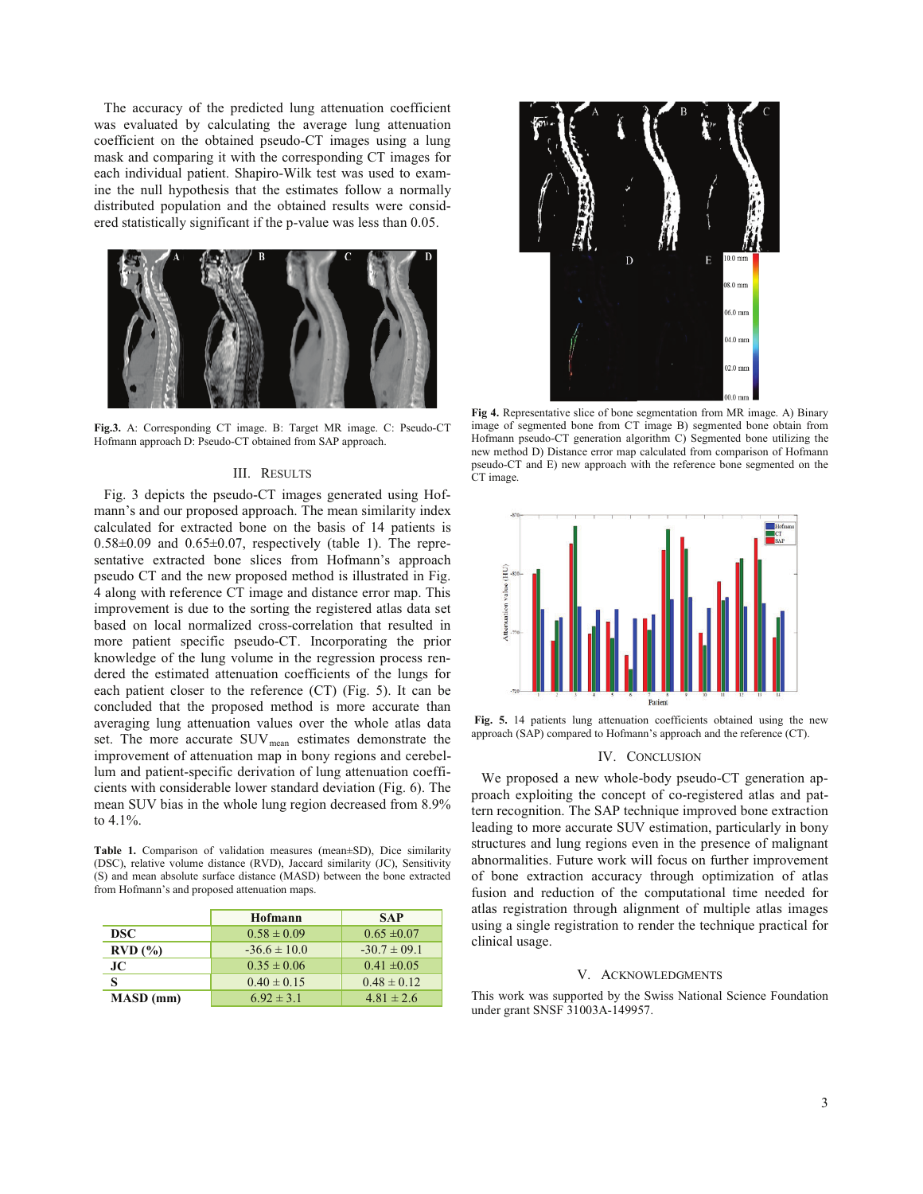The accuracy of the predicted lung attenuation coefficient was evaluated by calculating the average lung attenuation coefficient on the obtained pseudo-CT images using a lung mask and comparing it with the corresponding CT images for each individual patient. Shapiro-Wilk test was used to examine the null hypothesis that the estimates follow a normally distributed population and the obtained results were considered statistically significant if the p-value was less than 0.05.

**Fig.3.** A: Corresponding CT image. B: Target MR image. C: Pseudo-CT Hofmann approach D: Pseudo-CT obtained from SAP approach.

## III. Results

Fig. 3 depicts the pseudo-CT images generated using Hofmann's and our proposed approach. The mean similarity index calculated for extracted bone on the basis of 14 patients is 0.58±0.09 and 0.65±0.07, respectively (table 1). The representative extracted bone slices from Hofmann's approach pseudo CT and the new proposed method is illustrated in Fig. 4 along with reference CT image and distance error map. This improvement is due to the sorting the registered atlas data set based on local normalized cross-correlation that resulted in more patient specific pseudo-CT. Incorporating the prior knowledge of the lung volume in the regression process rendered the estimated attenuation coefficients of the lungs for each patient closer to the reference (CT) (Fig. 5). It can be concluded that the proposed method is more accurate than averaging lung attenuation values over the whole atlas data set. The more accurate $SUV_{mean}$ estimates demonstrate the improvement of attenuation map in bony regions and cerebellum and patient-specific derivation of lung attenuation coefficients with considerable lower standard deviation (Fig. 6). The mean SUV bias in the whole lung region decreased from 8.9% to 4.1%.

**Table 1.** Comparison of validation measures (mean±SD), Dice similarity (DSC), relative volume distance (RVD), Jaccard similarity (JC), Sensitivity (S) and mean absolute surface distance (MASD) between the bone extracted from Hofmann's and proposed attenuation maps.

| | Hofmann | SAP |
|---|---|---|
| **DSC** | 0.58 ± 0.09 | 0.65 ±0.07 |
| **RVD (%)** | -36.6 ± 10.0 | -30.7 ± 09.1 |
| **JC** | 0.35 ± 0.06 | 0.41 ±0.05 |
| **S** | 0.40 ± 0.15 | 0.48 ± 0.12 |
| **MASD (mm)** | 6.92 ± 3.1 | 4.81 ± 2.6 |

**Fig 4.** Representative slice of bone segmentation from MR image. A) Binary image of segmented bone obtain from CT image B) segmented bone obtain from Hofmann pseudo-CT generation algorithm C) Segmented bone utilizing the new method D) Distance error map calculated from comparison of Hofmann pseudo-CT and E) new approach with the reference bone segmented on the CT image.

**Fig. 5.** 14 patients lung attenuation coefficients obtained using the new approach (SAP) compared to Hofmann's approach and the reference (CT).

## IV. Conclusion

We proposed a new whole-body pseudo-CT generation approach exploiting the concept of co-registered atlas and pattern recognition. The SAP technique improved bone extraction leading to more accurate SUV estimation, particularly in bony structures and lung regions even in the presence of malignant abnormalities. Future work will focus on further improvement of bone extraction accuracy through optimization of atlas fusion and reduction of the computational time needed for atlas registration through alignment of multiple atlas images using a single registration to render the technique practical for clinical usage.

## V. Acknowledgments

This work was supported by the Swiss National Science Foundation under grant SNSF 31003A-149957.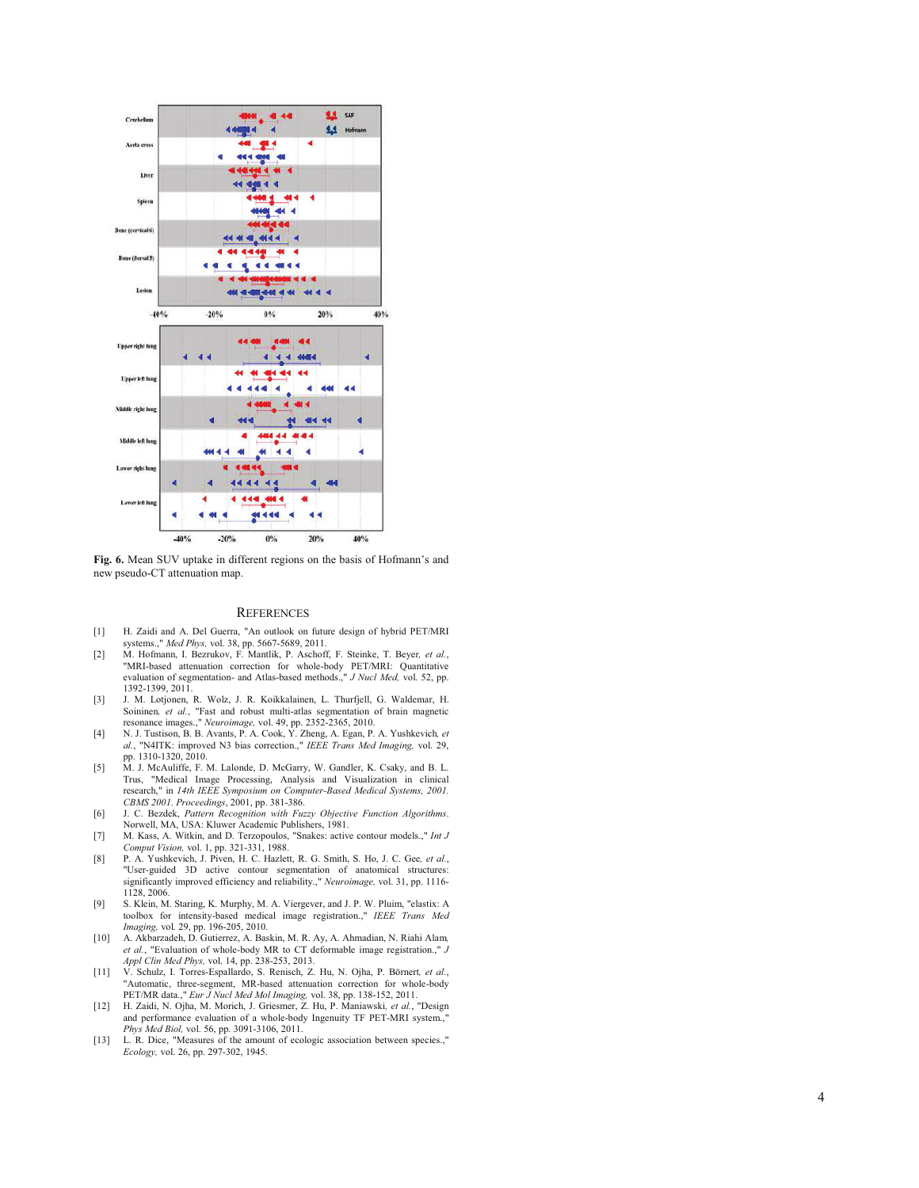Cerebellum
Aorta cross
Liver
Spleen
Bone (cervical6)
Bone (dorsal5)
Lesion

SAP
Hofmann

-40% -20% 0% 20% 40%

Upper right lung
Upper left lung
Middle right lung
Middle left lung
Lower right lung
Lower left lung

-40% -20% 0% 20% 40%

**Fig. 6.** Mean SUV uptake in different regions on the basis of Hofmann's and new pseudo-CT attenuation map.

## References

[1] H. Zaidi and A. Del Guerra, "An outlook on future design of hybrid PET/MRI systems.," *Med Phys,* vol. 38, pp. 5667-5689, 2011.

[2] M. Hofmann, I. Bezrukov, F. Mantlik, P. Aschoff, F. Steinke, T. Beyer, *et al.*, "MRI-based attenuation correction for whole-body PET/MRI: Quantitative evaluation of segmentation- and Atlas-based methods.," *J Nucl Med,* vol. 52, pp. 1392-1399, 2011.

[3] J. M. Lotjonen, R. Wolz, J. R. Koikkalainen, L. Thurfjell, G. Waldemar, H. Soininen, *et al.*, "Fast and robust multi-atlas segmentation of brain magnetic resonance images.," *Neuroimage,* vol. 49, pp. 2352-2365, 2010.

[4] N. J. Tustison, B. B. Avants, P. A. Cook, Y. Zheng, A. Egan, P. A. Yushkevich, *et al.*, "N4ITK: improved N3 bias correction.," *IEEE Trans Med Imaging,* vol. 29, pp. 1310-1320, 2010.

[5] M. J. McAuliffe, F. M. Lalonde, D. McGarry, W. Gandler, K. Csaky, and B. L. Trus, "Medical Image Processing, Analysis and Visualization in clinical research," in *14th IEEE Symposium on Computer-Based Medical Systems, 2001. CBMS 2001. Proceedings*, 2001, pp. 381-386.

[6] J. C. Bezdek, *Pattern Recognition with Fuzzy Objective Function Algorithms*. Norwell, MA, USA: Kluwer Academic Publishers, 1981.

[7] M. Kass, A. Witkin, and D. Terzopoulos, "Snakes: active contour models.," *Int J Comput Vision,* vol. 1, pp. 321-331, 1988.

[8] P. A. Yushkevich, J. Piven, H. C. Hazlett, R. G. Smith, S. Ho, J. C. Gee, *et al.*, "User-guided 3D active contour segmentation of anatomical structures: significantly improved efficiency and reliability.," *Neuroimage,* vol. 31, pp. 1116-1128, 2006.

[9] S. Klein, M. Staring, K. Murphy, M. A. Viergever, and J. P. W. Pluim, "elastix: A toolbox for intensity-based medical image registration.," *IEEE Trans Med Imaging,* vol. 29, pp. 196-205, 2010.

[10] A. Akbarzadeh, D. Gutierrez, A. Baskin, M. R. Ay, A. Ahmadian, N. Riahi Alam, *et al.*, "Evaluation of whole-body MR to CT deformable image registration.," *J Appl Clin Med Phys,* vol. 14, pp. 238-253, 2013.

[11] V. Schulz, I. Torres-Espallardo, S. Renisch, Z. Hu, N. Ojha, P. Börnert, *et al.*, "Automatic, three-segment, MR-based attenuation correction for whole-body PET/MR data.," *Eur J Nucl Med Mol Imaging,* vol. 38, pp. 138-152, 2011.

[12] H. Zaidi, N. Ojha, M. Morich, J. Griesmer, Z. Hu, P. Maniawski, *et al.*, "Design and performance evaluation of a whole-body Ingenuity TF PET-MRI system," *Phys Med Biol,* vol. 56, pp. 3091-3106, 2011.

[13] L. R. Dice, "Measures of the amount of ecologic association between species.," *Ecology,* vol. 26, pp. 297-302, 1945.